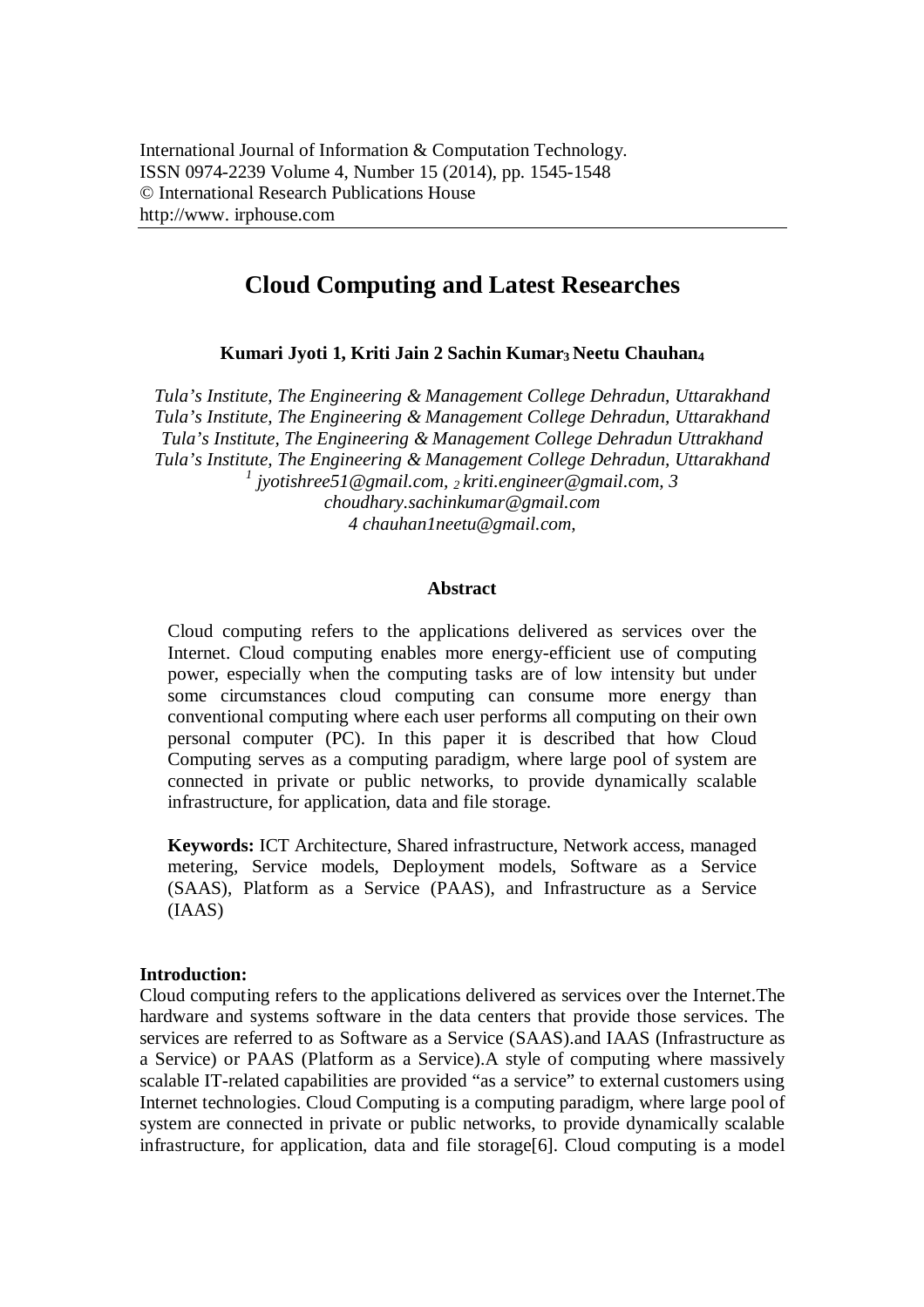# Cloud Computing and Latest Researches

**Kumari Jyoti 1, Kriti Jain 2 Sachin Kumar3 Neetu Chauhan4**

*Tula's Institute, The Engineering & Management College Dehradun, Uttarakhand*
*Tula's Institute, The Engineering & Management College Dehradun, Uttarakhand*
*Tula's Institute, The Engineering & Management College Dehradun Uttrakhand*
*Tula's Institute, The Engineering & Management College Dehradun, Uttarakhand*
*[1] jyotishree51@gmail.com, 2 kriti.engineer@gmail.com, 3 choudhary.sachinkumar@gmail.com*
*4 chauhan1neetu@gmail.com,*

## Abstract

Cloud computing refers to the applications delivered as services over the Internet. Cloud computing enables more energy-efficient use of computing power, especially when the computing tasks are of low intensity but under some circumstances cloud computing can consume more energy than conventional computing where each user performs all computing on their own personal computer (PC). In this paper it is described that how Cloud Computing serves as a computing paradigm, where large pool of system are connected in private or public networks, to provide dynamically scalable infrastructure, for application, data and file storage.

**Keywords:** ICT Architecture, Shared infrastructure, Network access, managed metering, Service models, Deployment models, Software as a Service (SAAS), Platform as a Service (PAAS), and Infrastructure as a Service (IAAS)

## Introduction:

Cloud computing refers to the applications delivered as services over the Internet.The hardware and systems software in the data centers that provide those services. The services are referred to as Software as a Service (SAAS).and IAAS (Infrastructure as a Service) or PAAS (Platform as a Service).A style of computing where massively scalable IT-related capabilities are provided "as a service" to external customers using Internet technologies. Cloud Computing is a computing paradigm, where large pool of system are connected in private or public networks, to provide dynamically scalable infrastructure, for application, data and file storage[6]. Cloud computing is a model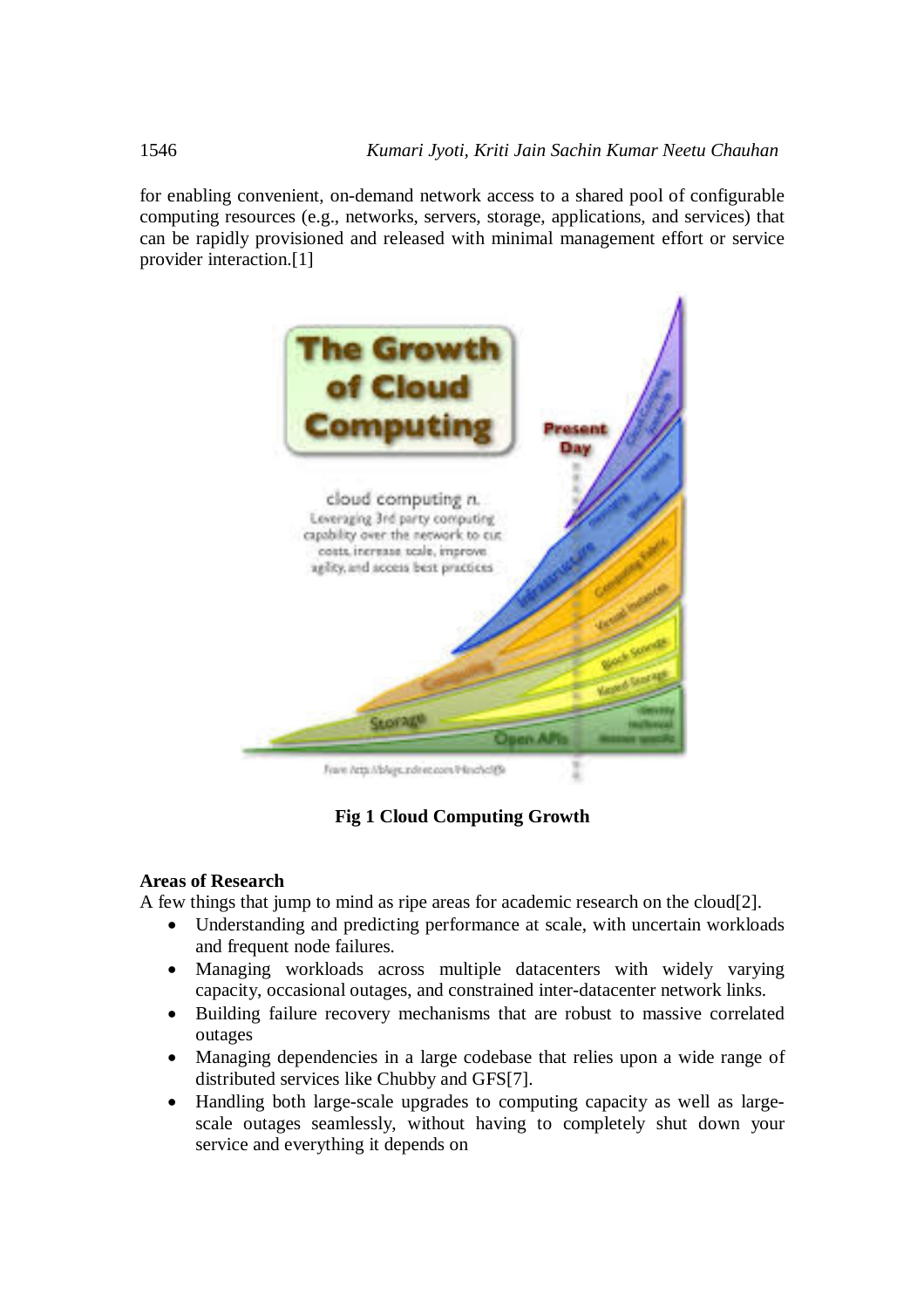for enabling convenient, on-demand network access to a shared pool of configurable computing resources (e.g., networks, servers, storage, applications, and services) that can be rapidly provisioned and released with minimal management effort or service provider interaction.[1]

**Fig 1 Cloud Computing Growth**

**Areas of Research**

A few things that jump to mind as ripe areas for academic research on the cloud[2].

- Understanding and predicting performance at scale, with uncertain workloads and frequent node failures.
- Managing workloads across multiple datacenters with widely varying capacity, occasional outages, and constrained inter-datacenter network links.
- Building failure recovery mechanisms that are robust to massive correlated outages
- Managing dependencies in a large codebase that relies upon a wide range of distributed services like Chubby and GFS[7].
- Handling both large-scale upgrades to computing capacity as well as large-scale outages seamlessly, without having to completely shut down your service and everything it depends on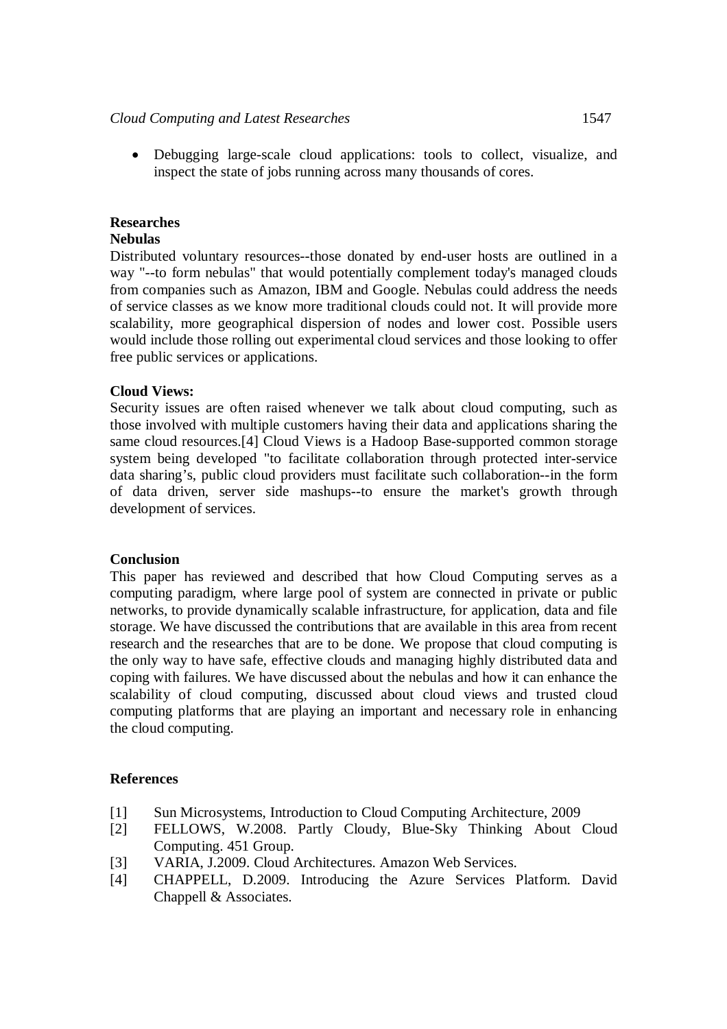- Debugging large-scale cloud applications: tools to collect, visualize, and inspect the state of jobs running across many thousands of cores.

## Researches

### Nebulas

Distributed voluntary resources--those donated by end-user hosts are outlined in a way "--to form nebulas" that would potentially complement today's managed clouds from companies such as Amazon, IBM and Google. Nebulas could address the needs of service classes as we know more traditional clouds could not. It will provide more scalability, more geographical dispersion of nodes and lower cost. Possible users would include those rolling out experimental cloud services and those looking to offer free public services or applications.

### Cloud Views:

Security issues are often raised whenever we talk about cloud computing, such as those involved with multiple customers having their data and applications sharing the same cloud resources.[4] Cloud Views is a Hadoop Base-supported common storage system being developed "to facilitate collaboration through protected inter-service data sharing's, public cloud providers must facilitate such collaboration--in the form of data driven, server side mashups--to ensure the market's growth through development of services.

## Conclusion

This paper has reviewed and described that how Cloud Computing serves as a computing paradigm, where large pool of system are connected in private or public networks, to provide dynamically scalable infrastructure, for application, data and file storage. We have discussed the contributions that are available in this area from recent research and the researches that are to be done. We propose that cloud computing is the only way to have safe, effective clouds and managing highly distributed data and coping with failures. We have discussed about the nebulas and how it can enhance the scalability of cloud computing, discussed about cloud views and trusted cloud computing platforms that are playing an important and necessary role in enhancing the cloud computing.

## References

[1] Sun Microsystems, Introduction to Cloud Computing Architecture, 2009

[2] FELLOWS, W.2008. Partly Cloudy, Blue-Sky Thinking About Cloud Computing. 451 Group.

[3] VARIA, J.2009. Cloud Architectures. Amazon Web Services.

[4] CHAPPELL, D.2009. Introducing the Azure Services Platform. David Chappell & Associates.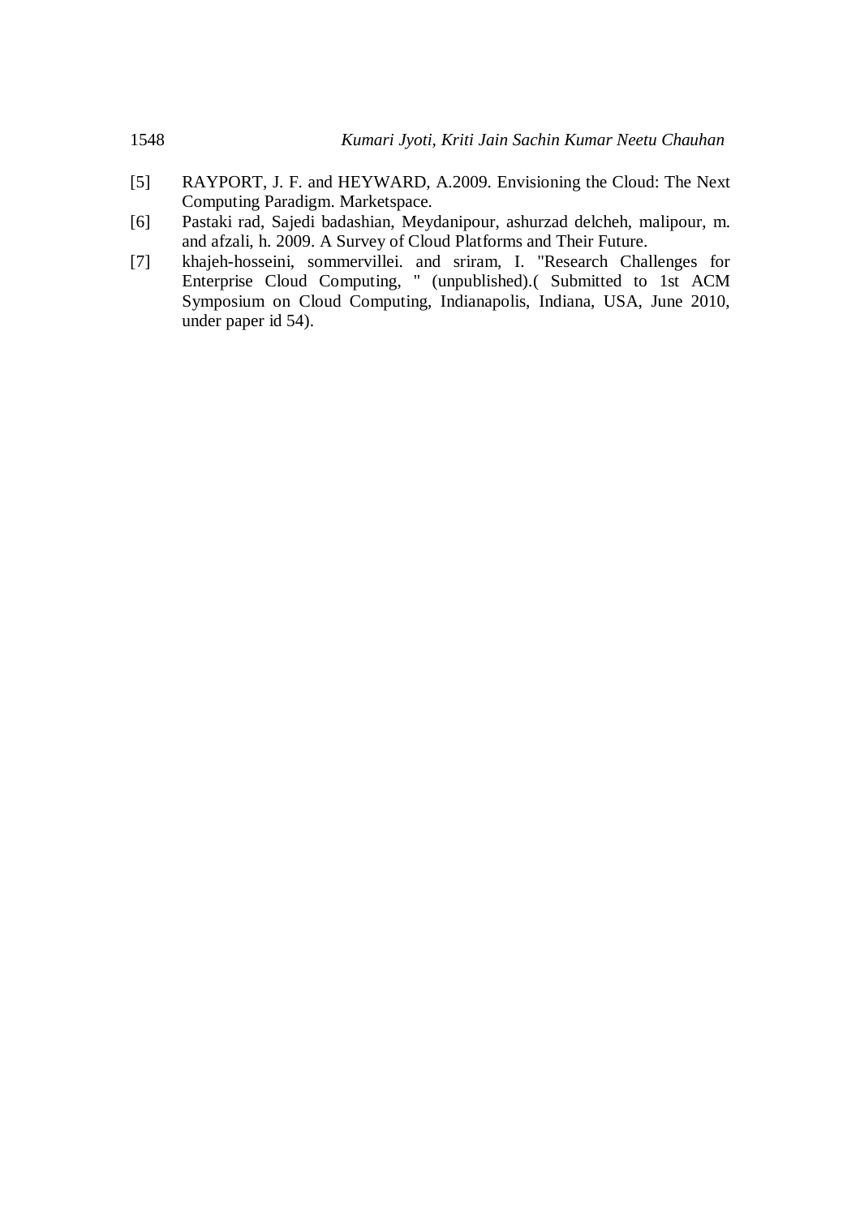[5] RAYPORT, J. F. and HEYWARD, A.2009. Envisioning the Cloud: The Next Computing Paradigm. Marketspace.

[6] Pastaki rad, Sajedi badashian, Meydanipour, ashurzad delcheh, malipour, m. and afzali, h. 2009. A Survey of Cloud Platforms and Their Future.

[7] khajeh-hosseini, sommervillei. and sriram, I. "Research Challenges for Enterprise Cloud Computing, " (unpublished).( Submitted to 1st ACM Symposium on Cloud Computing, Indianapolis, Indiana, USA, June 2010, under paper id 54).